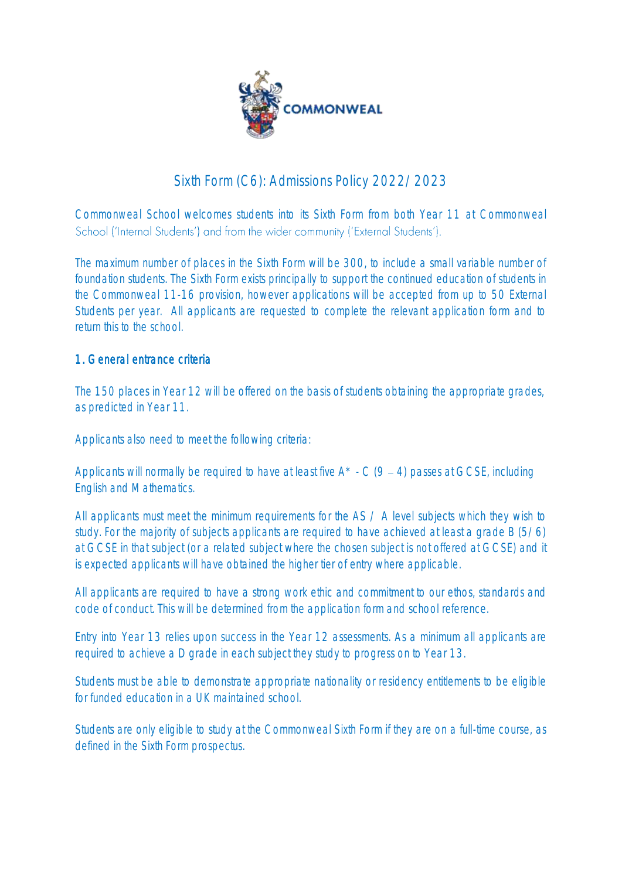# Sixth Form (C6): Admissions Policy 2022/2023

Commonweal School welcomes students into its Sixth Form from both Year 11 at Commonweal School ('Internal Students') and from the wider community ('External Students').

The maximum number of places in the Sixth Form will be 300, to include a small variable number of foundation students. The Sixth Form exists principally to support the continued education of students in the Commonweal 11-16 provision, however applications will be accepted from up to 50 External Students per year. All applicants are requested to complete the relevant application form and to return this to the school.

## 1. General entrance criteria

The 150 places in Year 12 will be offered on the basis of students obtaining the appropriate grades, as predicted in Year 11.

Applicants also need to meet the following criteria:

Applicants will normally be required to have at least five A* - C (9 – 4) passes at GCSE, including English and Mathematics.

All applicants must meet the minimum requirements for the AS / A level subjects which they wish to study. For the majority of subjects applicants are required to have achieved at least a grade B (5/6) at GCSE in that subject (or a related subject where the chosen subject is not offered at GCSE) and it is expected applicants will have obtained the higher tier of entry where applicable.

All applicants are required to have a strong work ethic and commitment to our ethos, standards and code of conduct. This will be determined from the application form and school reference.

Entry into Year 13 relies upon success in the Year 12 assessments. As a minimum all applicants are required to achieve a D grade in each subject they study to progress on to Year 13.

Students must be able to demonstrate appropriate nationality or residency entitlements to be eligible for funded education in a UK maintained school.

Students are only eligible to study at the Commonweal Sixth Form if they are on a full-time course, as defined in the Sixth Form prospectus.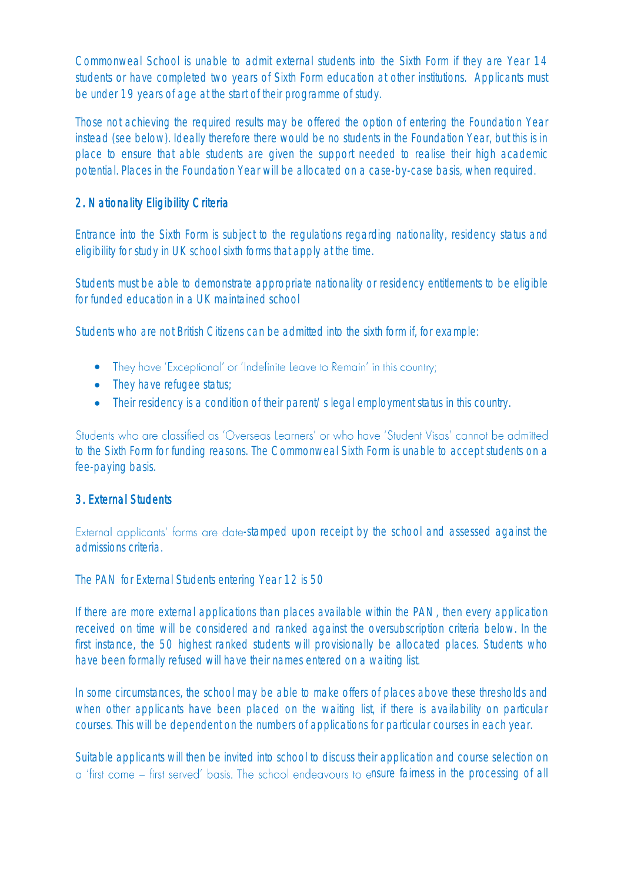Commonweal School is unable to admit external students into the Sixth Form if they are Year 14 students or have completed two years of Sixth Form education at other institutions. Applicants must be under 19 years of age at the start of their programme of study.

Those not achieving the required results may be offered the option of entering the Foundation Year instead (see below). Ideally therefore there would be no students in the Foundation Year, but this is in place to ensure that able students are given the support needed to realise their high academic potential. Places in the Foundation Year will be allocated on a case-by-case basis, when required.

## 2. Nationality Eligibility Criteria

Entrance into the Sixth Form is subject to the regulations regarding nationality, residency status and eligibility for study in UK school sixth forms that apply at the time.

Students must be able to demonstrate appropriate nationality or residency entitlements to be eligible for funded education in a UK maintained school

Students who are not British Citizens can be admitted into the sixth form if, for example:

- They have 'Exceptional' or 'Indefinite Leave to Remain' in this country;
- They have refugee status;
- Their residency is a condition of their parent/s legal employment status in this country.

Students who are classified as 'Overseas Learners' or who have 'Student Visas' cannot be admitted to the Sixth Form for funding reasons. The Commonweal Sixth Form is unable to accept students on a fee-paying basis.

## 3. External Students

External applicants' forms are date-stamped upon receipt by the school and assessed against the admissions criteria.

The PAN for External Students entering Year 12 is 50

If there are more external applications than places available within the PAN, then every application received on time will be considered and ranked against the oversubscription criteria below. In the first instance, the 50 highest ranked students will provisionally be allocated places. Students who have been formally refused will have their names entered on a waiting list.

In some circumstances, the school may be able to make offers of places above these thresholds and when other applicants have been placed on the waiting list, if there is availability on particular courses. This will be dependent on the numbers of applications for particular courses in each year.

Suitable applicants will then be invited into school to discuss their application and course selection on a 'first come – first served' basis. The school endeavours to ensure fairness in the processing of all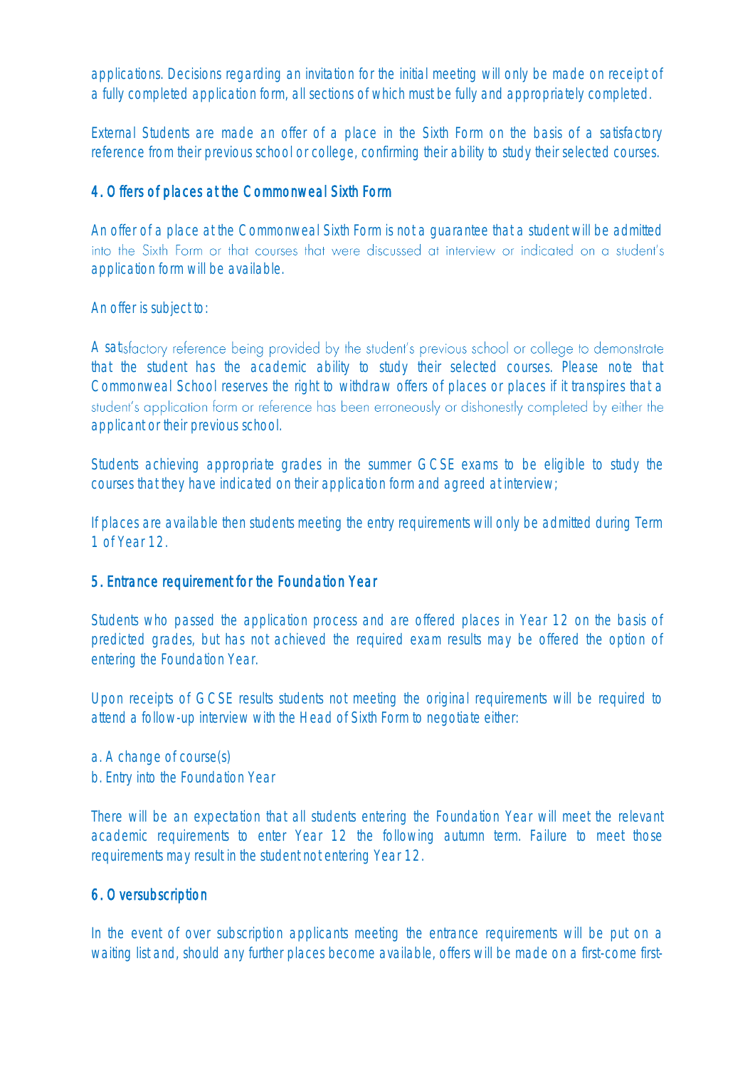applications. Decisions regarding an invitation for the initial meeting will only be made on receipt of a fully completed application form, all sections of which must be fully and appropriately completed.

External Students are made an offer of a place in the Sixth Form on the basis of a satisfactory reference from their previous school or college, confirming their ability to study their selected courses.

## 4. Offers of places at the Commonweal Sixth Form

An offer of a place at the Commonweal Sixth Form is not a guarantee that a student will be admitted into the Sixth Form or that courses that were discussed at interview or indicated on a student's application form will be available.

An offer is subject to:

A satisfactory reference being provided by the student's previous school or college to demonstrate that the student has the academic ability to study their selected courses. Please note that Commonweal School reserves the right to withdraw offers of places or places if it transpires that a student's application form or reference has been erroneously or dishonestly completed by either the applicant or their previous school.

Students achieving appropriate grades in the summer GCSE exams to be eligible to study the courses that they have indicated on their application form and agreed at interview;

If places are available then students meeting the entry requirements will only be admitted during Term 1 of Year 12.

## 5. Entrance requirement for the Foundation Year

Students who passed the application process and are offered places in Year 12 on the basis of predicted grades, but has not achieved the required exam results may be offered the option of entering the Foundation Year.

Upon receipts of GCSE results students not meeting the original requirements will be required to attend a follow-up interview with the Head of Sixth Form to negotiate either:

a. A change of course(s)
b. Entry into the Foundation Year

There will be an expectation that all students entering the Foundation Year will meet the relevant academic requirements to enter Year 12 the following autumn term. Failure to meet those requirements may result in the student not entering Year 12.

## 6. Oversubscription

In the event of over subscription applicants meeting the entrance requirements will be put on a waiting list and, should any further places become available, offers will be made on a first-come first-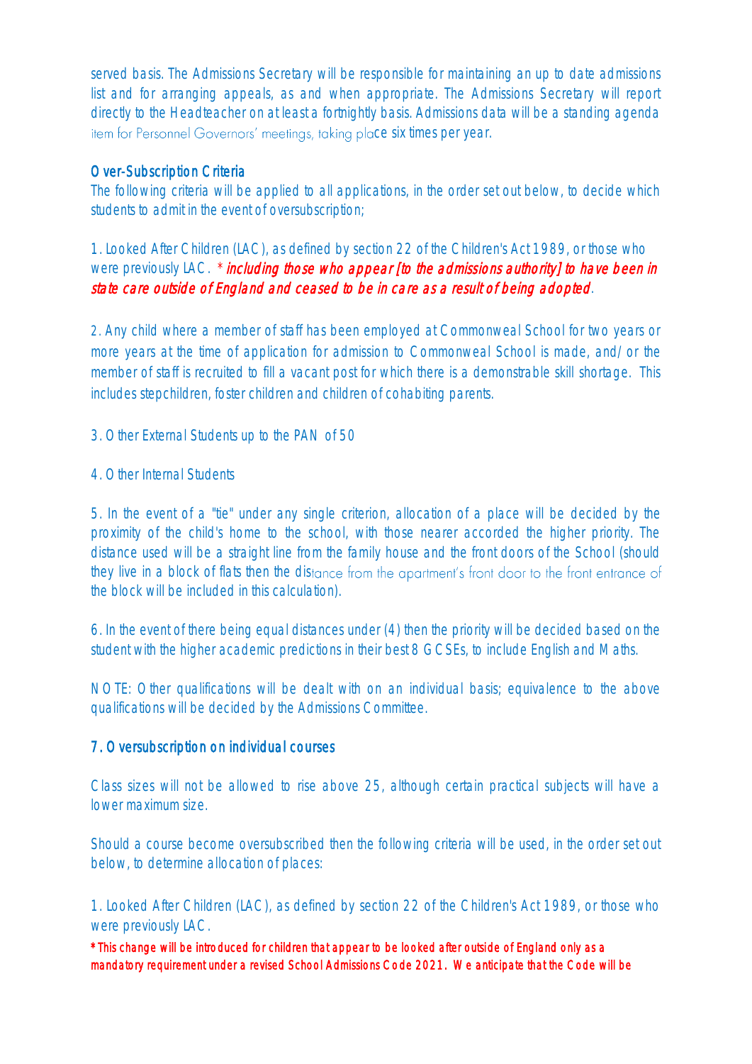served basis. The Admissions Secretary will be responsible for maintaining an up to date admissions list and for arranging appeals, as and when appropriate. The Admissions Secretary will report directly to the Headteacher on at least a fortnightly basis. Admissions data will be a standing agenda item for Personnel Governors' meetings, taking place six times per year.

## Over-Subscription Criteria

The following criteria will be applied to all applications, in the order set out below, to decide which students to admit in the event of oversubscription;

1. Looked After Children (LAC), as defined by section 22 of the Children's Act 1989, or those who were previously LAC. * *including those who appear [to the admissions authority] to have been in state care outside of England and ceased to be in care as a result of being adopted*.

2. Any child where a member of staff has been employed at Commonweal School for two years or more years at the time of application for admission to Commonweal School is made, and/or the member of staff is recruited to fill a vacant post for which there is a demonstrable skill shortage. This includes stepchildren, foster children and children of cohabiting parents.

3. Other External Students up to the PAN of 50

4. Other Internal Students

5. In the event of a "tie" under any single criterion, allocation of a place will be decided by the proximity of the child's home to the school, with those nearer accorded the higher priority. The distance used will be a straight line from the family house and the front doors of the School (should they live in a block of flats then the distance from the apartment's front door to the front entrance of the block will be included in this calculation).

6. In the event of there being equal distances under (4) then the priority will be decided based on the student with the higher academic predictions in their best 8 GCSEs, to include English and Maths.

NOTE: Other qualifications will be dealt with on an individual basis; equivalence to the above qualifications will be decided by the Admissions Committee.

## 7. Oversubscription on individual courses

Class sizes will not be allowed to rise above 25, although certain practical subjects will have a lower maximum size.

Should a course become oversubscribed then the following criteria will be used, in the order set out below, to determine allocation of places:

1. Looked After Children (LAC), as defined by section 22 of the Children's Act 1989, or those who were previously LAC.

**\*This change will be introduced for children that appear to be looked after outside of England only as a mandatory requirement under a revised School Admissions Code 2021. We anticipate that the Code will be**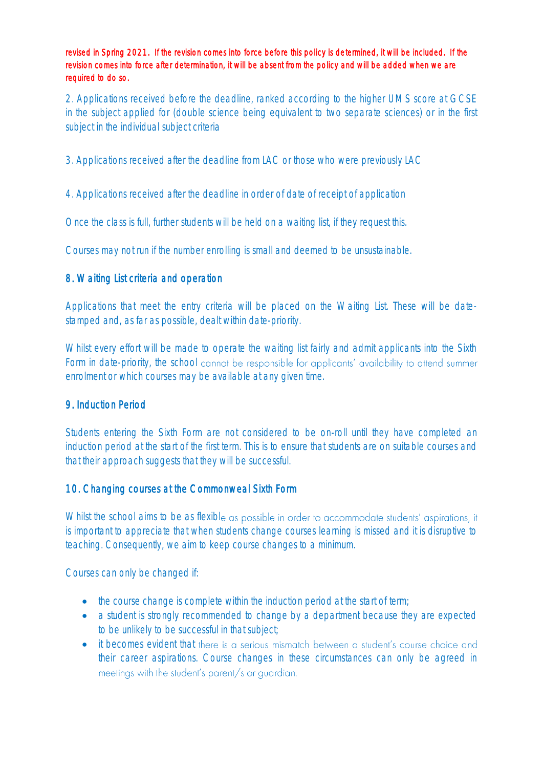revised in Spring 2021. If the revision comes into force before this policy is determined, it will be included. If the revision comes into force after determination, it will be absent from the policy and will be added when we are required to do so.

2. Applications received before the deadline, ranked according to the higher UMS score at GCSE in the subject applied for (double science being equivalent to two separate sciences) or in the first subject in the individual subject criteria

3. Applications received after the deadline from LAC or those who were previously LAC

4. Applications received after the deadline in order of date of receipt of application

Once the class is full, further students will be held on a waiting list, if they request this.

Courses may not run if the number enrolling is small and deemed to be unsustainable.

## 8. Waiting List criteria and operation

Applications that meet the entry criteria will be placed on the Waiting List. These will be date-stamped and, as far as possible, dealt within date-priority.

Whilst every effort will be made to operate the waiting list fairly and admit applicants into the Sixth Form in date-priority, the school cannot be responsible for applicants' availability to attend summer enrolment or which courses may be available at any given time.

## 9. Induction Period

Students entering the Sixth Form are not considered to be on-roll until they have completed an induction period at the start of the first term. This is to ensure that students are on suitable courses and that their approach suggests that they will be successful.

## 10. Changing courses at the Commonweal Sixth Form

Whilst the school aims to be as flexible as possible in order to accommodate students' aspirations, it is important to appreciate that when students change courses learning is missed and it is disruptive to teaching. Consequently, we aim to keep course changes to a minimum.

Courses can only be changed if:

- the course change is complete within the induction period at the start of term;
- a student is strongly recommended to change by a department because they are expected to be unlikely to be successful in that subject;
- it becomes evident that there is a serious mismatch between a student's course choice and their career aspirations. Course changes in these circumstances can only be agreed in meetings with the student's parent/s or guardian.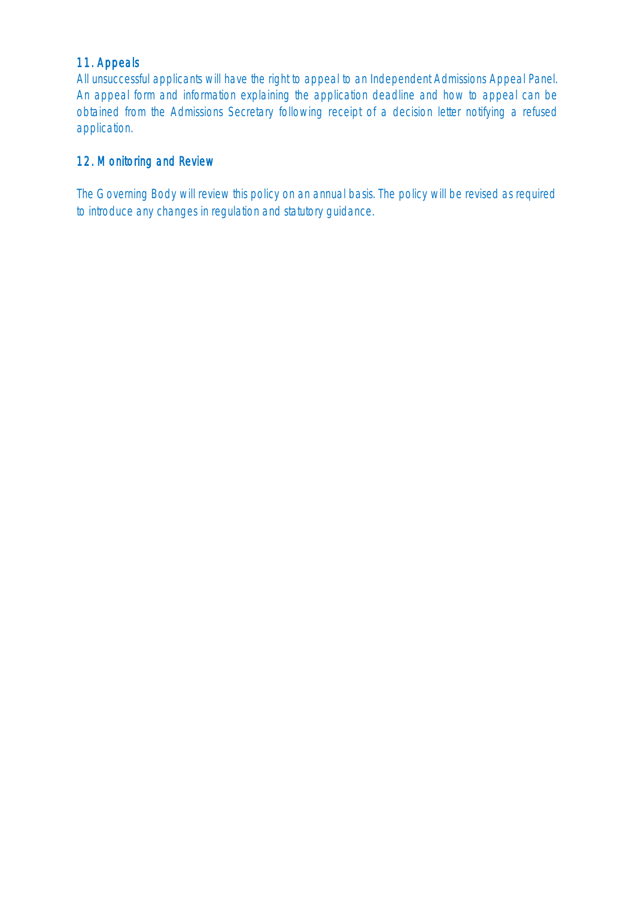## 11. Appeals

All unsuccessful applicants will have the right to appeal to an Independent Admissions Appeal Panel. An appeal form and information explaining the application deadline and how to appeal can be obtained from the Admissions Secretary following receipt of a decision letter notifying a refused application.

## 12. Monitoring and Review

The Governing Body will review this policy on an annual basis. The policy will be revised as required to introduce any changes in regulation and statutory guidance.